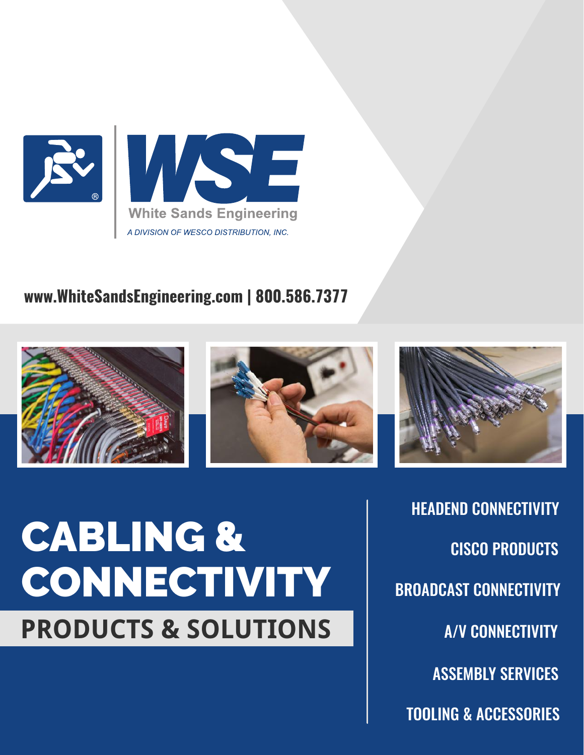**WSE**

White Sands Engineering

*A DIVISION OF WESCO DISTRIBUTION, INC.*

**www.WhiteSandsEngineering.com | 800.586.7377**

# CABLING & CONNECTIVITY

## PRODUCTS & SOLUTIONS

- HEADEND CONNECTIVITY
- CISCO PRODUCTS
- BROADCAST CONNECTIVITY
- A/V CONNECTIVITY
- ASSEMBLY SERVICES
- TOOLING & ACCESSORIES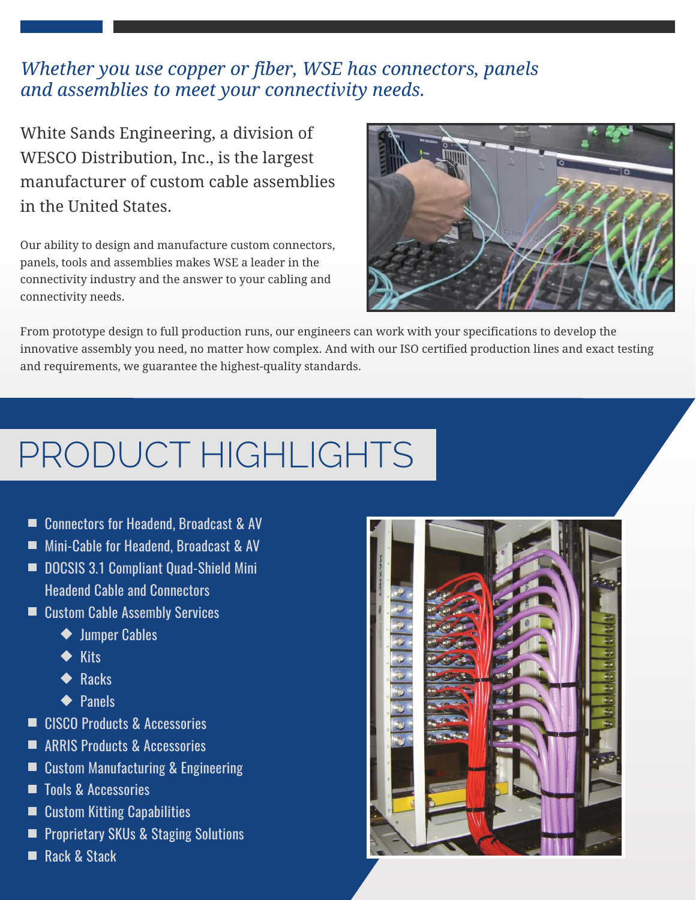*Whether you use copper or fiber, WSE has connectors, panels and assemblies to meet your connectivity needs.*

White Sands Engineering, a division of WESCO Distribution, Inc., is the largest manufacturer of custom cable assemblies in the United States.

Our ability to design and manufacture custom connectors, panels, tools and assemblies makes WSE a leader in the connectivity industry and the answer to your cabling and connectivity needs.

From prototype design to full production runs, our engineers can work with your specifications to develop the innovative assembly you need, no matter how complex. And with our ISO certified production lines and exact testing and requirements, we guarantee the highest-quality standards.

# PRODUCT HIGHLIGHTS

- Connectors for Headend, Broadcast & AV
- Mini-Cable for Headend, Broadcast & AV
- DOCSIS 3.1 Compliant Quad-Shield Mini Headend Cable and Connectors
- Custom Cable Assembly Services
    - Jumper Cables
    - Kits
    - Racks
    - Panels
- CISCO Products & Accessories
- ARRIS Products & Accessories
- Custom Manufacturing & Engineering
- Tools & Accessories
- Custom Kitting Capabilities
- Proprietary SKUs & Staging Solutions
- Rack & Stack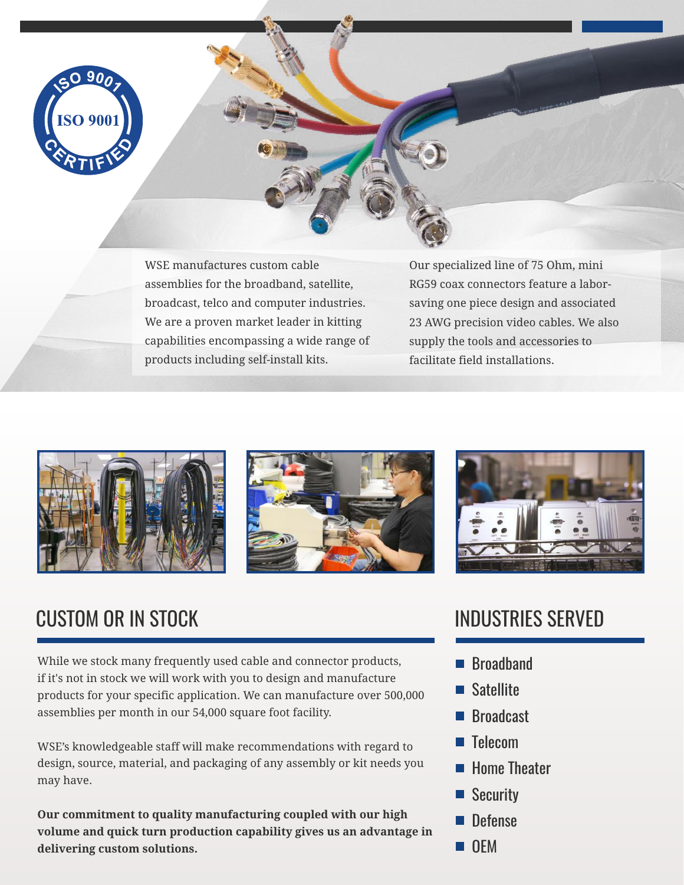WSE manufactures custom cable assemblies for the broadband, satellite, broadcast, telco and computer industries. We are a proven market leader in kitting capabilities encompassing a wide range of products including self-install kits.

Our specialized line of 75 Ohm, mini RG59 coax connectors feature a labor-saving one piece design and associated 23 AWG precision video cables. We also supply the tools and accessories to facilitate field installations.

## CUSTOM OR IN STOCK

While we stock many frequently used cable and connector products, if it's not in stock we will work with you to design and manufacture products for your specific application. We can manufacture over 500,000 assemblies per month in our 54,000 square foot facility.

WSE's knowledgeable staff will make recommendations with regard to design, source, material, and packaging of any assembly or kit needs you may have.

**Our commitment to quality manufacturing coupled with our high volume and quick turn production capability gives us an advantage in delivering custom solutions.**

## INDUSTRIES SERVED

- Broadband
- Satellite
- Broadcast
- Telecom
- Home Theater
- Security
- Defense
- OEM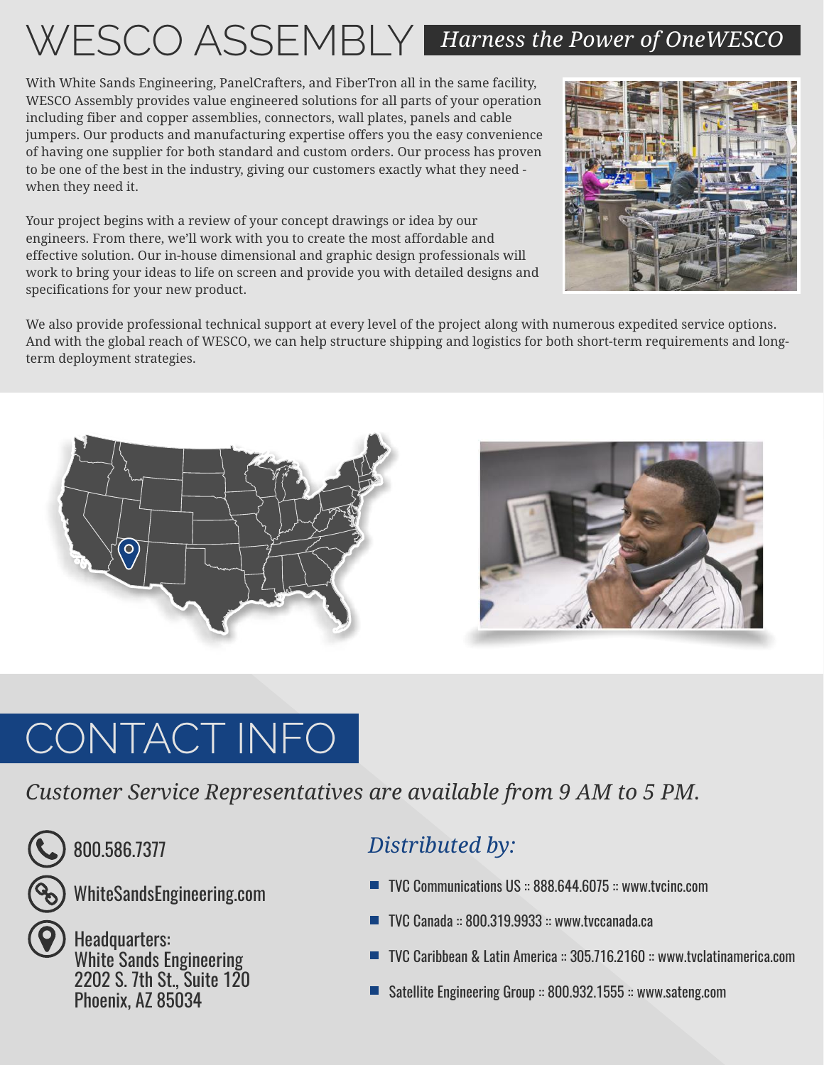# WESCO ASSEMBLY

***Harness the Power of OneWESCO***

With White Sands Engineering, PanelCrafters, and FiberTron all in the same facility, WESCO Assembly provides value engineered solutions for all parts of your operation including fiber and copper assemblies, connectors, wall plates, panels and cable jumpers. Our products and manufacturing expertise offers you the easy convenience of having one supplier for both standard and custom orders. Our process has proven to be one of the best in the industry, giving our customers exactly what they need - when they need it.

Your project begins with a review of your concept drawings or idea by our engineers. From there, we'll work with you to create the most affordable and effective solution. Our in-house dimensional and graphic design professionals will work to bring your ideas to life on screen and provide you with detailed designs and specifications for your new product.

We also provide professional technical support at every level of the project along with numerous expedited service options. And with the global reach of WESCO, we can help structure shipping and logistics for both short-term requirements and long-term deployment strategies.

# CONTACT INFO

*Customer Service Representatives are available from 9 AM to 5 PM.*

800.586.7377

WhiteSandsEngineering.com

Headquarters:
White Sands Engineering
2202 S. 7th St., Suite 120
Phoenix, AZ 85034

*Distributed by:*

- TVC Communications US :: 888.644.6075 :: www.tvcinc.com
- TVC Canada :: 800.319.9933 :: www.tvccanada.ca
- TVC Caribbean & Latin America :: 305.716.2160 :: www.tvclatinamerica.com
- Satellite Engineering Group :: 800.932.1555 :: www.sateng.com